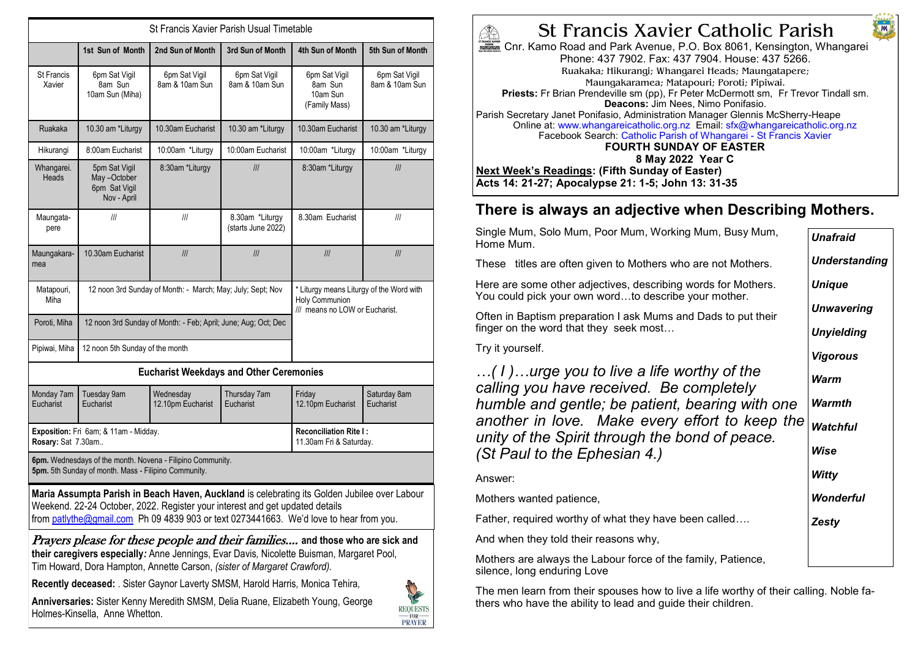| St Francis Xavier Parish Usual Timetable | | | | | |
|---|---|---|---|---|---|
| | 1st Sun of Month | 2nd Sun of Month | 3rd Sun of Month | 4th Sun of Month | 5th Sun of Month |
| St Francis Xavier | 6pm Sat Vigil 8am Sun 10am Sun (Miha) | 6pm Sat Vigil 8am & 10am Sun | 6pm Sat Vigil 8am & 10am Sun | 6pm Sat Vigil 8am Sun 10am Sun (Family Mass) | 6pm Sat Vigil 8am & 10am Sun |
| Ruakaka | 10.30 am *Liturgy | 10.30am Eucharist | 10.30 am *Liturgy | 10.30am Eucharist | 10.30 am *Liturgy |
| Hikurangi | 8:00am Eucharist | 10:00am *Liturgy | 10:00am Eucharist | 10:00am *Liturgy | 10:00am *Liturgy |
| Whangarei. Heads | 5pm Sat Vigil May –October 6pm Sat Vigil Nov - April | 8:30am *Liturgy | /// | 8:30am *Liturgy | /// |
| Maungatapere | /// | /// | 8.30am *Liturgy (starts June 2022) | 8.30am Eucharist | /// |
| Maungakaramea | 10.30am Eucharist | /// | /// | /// | /// |
| Matapouri, Miha | 12 noon 3rd Sunday of Month: - March; May; July; Sept; Nov | | | * Liturgy means Liturgy of the Word with Holy Communion /// means no LOW or Eucharist. | |
| Poroti, Miha | 12 noon 3rd Sunday of Month: - Feb; April; June; Aug; Oct; Dec | | | | |
| Pipiwai, Miha | 12 noon 5th Sunday of the month | | | | |

**Eucharist Weekdays and Other Ceremonies**

| Monday 7am Eucharist | Tuesday 9am Eucharist | Wednesday 12.10pm Eucharist | Thursday 7am Eucharist | Friday 12.10pm Eucharist | Saturday 8am Eucharist |
|---|---|---|---|---|---|

**Exposition:** Fri 6am; & 11am - Midday.
**Rosary:** Sat 7.30am..

**Reconciliation Rite I :** 11.30am Fri & Saturday.

**6pm.** Wednesdays of the month. Novena - Filipino Community.
**5pm.** 5th Sunday of month. Mass - Filipino Community.

**Maria Assumpta Parish in Beach Haven, Auckland** is celebrating its Golden Jubilee over Labour Weekend. 22-24 October, 2022. Register your interest and get updated details from patlythe@gmail.com Ph 09 4839 903 or text 0273441663. We'd love to hear from you.

*Prayers please for these people and their families....* **and those who are sick and their caregivers especially:** Anne Jennings, Evar Davis, Nicolette Buisman, Margaret Pool, Tim Howard, Dora Hampton, Annette Carson, *(sister of Margaret Crawford).*

**Recently deceased:** . Sister Gaynor Laverty SMSM, Harold Harris, Monica Tehira,

**Anniversaries:** Sister Kenny Meredith SMSM, Delia Ruane, Elizabeth Young, George Holmes-Kinsella, Anne Whetton.

# St Francis Xavier Catholic Parish

Cnr. Kamo Road and Park Avenue, P.O. Box 8061, Kensington, Whangarei
Phone: 437 7902. Fax: 437 7904. House: 437 5266.
Ruakaka; Hikurangi; Whangarei Heads; Maungatapere; Maungakaramea; Matapouri; Poroti; Pipiwai.
**Priests:** Fr Brian Prendeville sm (pp), Fr Peter McDermott sm, Fr Trevor Tindall sm.
**Deacons:** Jim Nees, Nimo Ponifasio.
Parish Secretary Janet Ponifasio, Administration Manager Glennis McSherry-Heape
Online at: www.whangareicatholic.org.nz Email: sfx@whangareicatholic.org.nz
Facebook Search: Catholic Parish of Whangarei - St Francis Xavier

**FOURTH SUNDAY OF EASTER**
**8 May 2022 Year C**

**Next Week's Readings: (Fifth Sunday of Easter)**
**Acts 14: 21-27; Apocalypse 21: 1-5; John 13: 31-35**

## There is always an adjective when Describing Mothers.

Single Mum, Solo Mum, Poor Mum, Working Mum, Busy Mum, Home Mum.

These titles are often given to Mothers who are not Mothers.

Here are some other adjectives, describing words for Mothers. You could pick your own word…to describe your mother.

Often in Baptism preparation I ask Mums and Dads to put their finger on the word that they seek most…

Try it yourself.

*…( I )…urge you to live a life worthy of the calling you have received. Be completely humble and gentle; be patient, bearing with one another in love. Make every effort to keep the unity of the Spirit through the bond of peace. (St Paul to the Ephesian 4.)*

Answer:

Mothers wanted patience,

Father, required worthy of what they have been called….

And when they told their reasons why,

Mothers are always the Labour force of the family, Patience, silence, long enduring Love

***Unafraid***
***Understanding***
***Unique***
***Unwavering***
***Unyielding***
***Vigorous***
***Warm***
***Warmth***
***Watchful***
***Wise***
***Witty***
***Wonderful***
***Zesty***

The men learn from their spouses how to live a life worthy of their calling. Noble fathers who have the ability to lead and guide their children.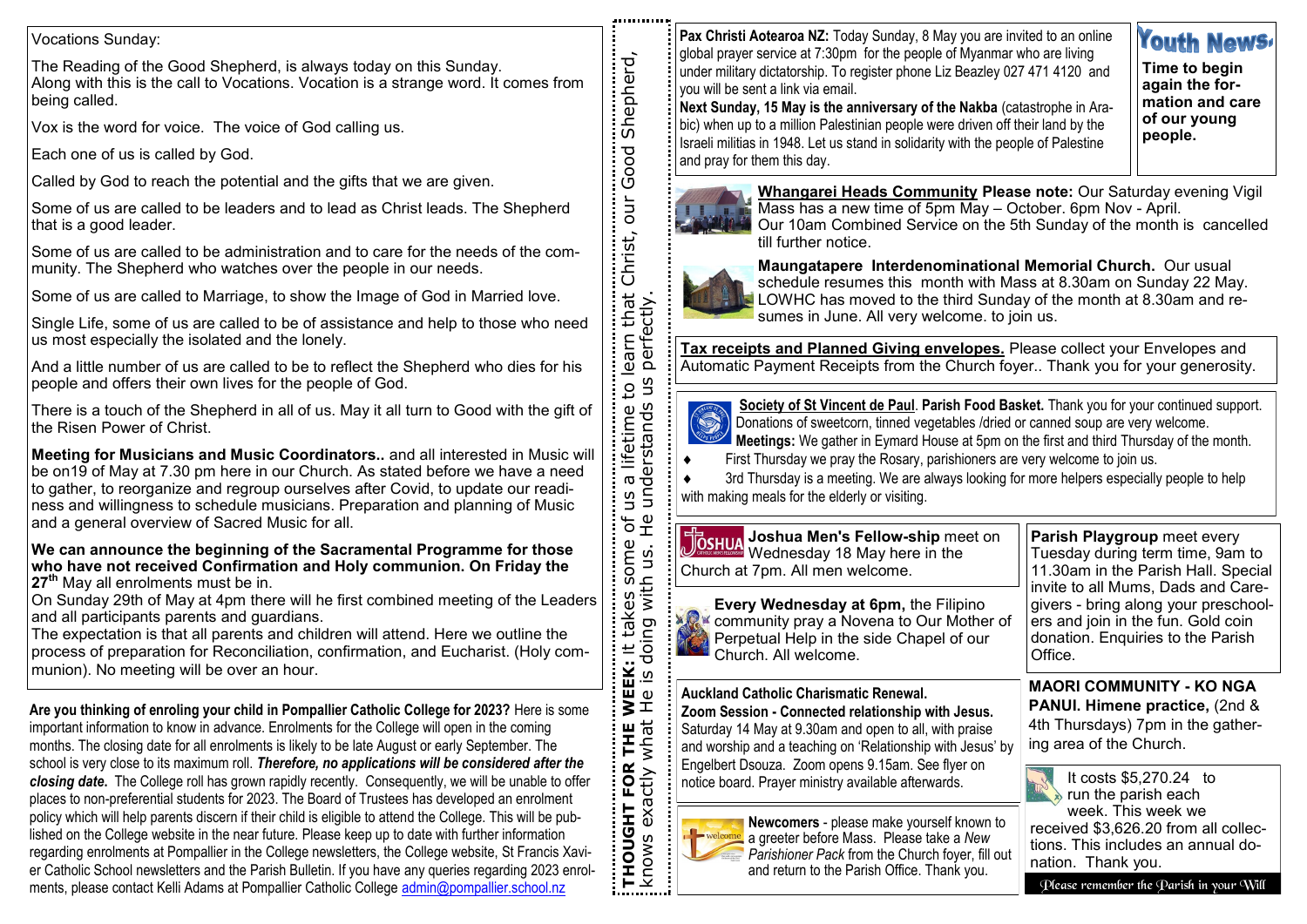Vocations Sunday:

The Reading of the Good Shepherd, is always today on this Sunday.
Along with this is the call to Vocations. Vocation is a strange word. It comes from being called.

Vox is the word for voice. The voice of God calling us.

Each one of us is called by God.

Called by God to reach the potential and the gifts that we are given.

Some of us are called to be leaders and to lead as Christ leads. The Shepherd that is a good leader.

Some of us are called to be administration and to care for the needs of the community. The Shepherd who watches over the people in our needs.

Some of us are called to Marriage, to show the Image of God in Married love.

Single Life, some of us are called to be of assistance and help to those who need us most especially the isolated and the lonely.

And a little number of us are called to be to reflect the Shepherd who dies for his people and offers their own lives for the people of God.

There is a touch of the Shepherd in all of us. May it all turn to Good with the gift of the Risen Power of Christ.

**Meeting for Musicians and Music Coordinators..** and all interested in Music will be on19 of May at 7.30 pm here in our Church. As stated before we have a need to gather, to reorganize and regroup ourselves after Covid, to update our readiness and willingness to schedule musicians. Preparation and planning of Music and a general overview of Sacred Music for all.

**We can announce the beginning of the Sacramental Programme for those who have not received Confirmation and Holy communion. On Friday the 27th** May all enrolments must be in.
On Sunday 29th of May at 4pm there will he first combined meeting of the Leaders and all participants parents and guardians.
The expectation is that all parents and children will attend. Here we outline the process of preparation for Reconciliation, confirmation, and Eucharist. (Holy communion). No meeting will be over an hour.

**Are you thinking of enroling your child in Pompallier Catholic College for 2023?** Here is some important information to know in advance. Enrolments for the College will open in the coming months. The closing date for all enrolments is likely to be late August or early September. The school is very close to its maximum roll. ***Therefore, no applications will be considered after the closing date.*** The College roll has grown rapidly recently. Consequently, we will be unable to offer places to non-preferential students for 2023. The Board of Trustees has developed an enrolment policy which will help parents discern if their child is eligible to attend the College. This will be published on the College website in the near future. Please keep up to date with further information regarding enrolments at Pompallier in the College newsletters, the College website, St Francis Xavier Catholic School newsletters and the Parish Bulletin. If you have any queries regarding 2023 enrolments, please contact Kelli Adams at Pompallier Catholic College admin@pompallier.school.nz

**THOUGHT FOR THE WEEK:** It takes some of us a lifetime to learn that Christ, our Good Shepherd, knows exactly what He is doing with us. He understands us perfectly.

**Pax Christi Aotearoa NZ:** Today Sunday, 8 May you are invited to an online global prayer service at 7:30pm for the people of Myanmar who are living under military dictatorship. To register phone Liz Beazley 027 471 4120 and you will be sent a link via email.
**Next Sunday, 15 May is the anniversary of the Nakba** (catastrophe in Arabic) when up to a million Palestinian people were driven off their land by the Israeli militias in 1948. Let us stand in solidarity with the people of Palestine and pray for them this day.

## Youth News

**Time to begin again the formation and care of our young people.**

**Whangarei Heads Community Please note:** Our Saturday evening Vigil Mass has a new time of 5pm May – October. 6pm Nov - April.
Our 10am Combined Service on the 5th Sunday of the month is cancelled till further notice.

**Maungatapere Interdenominational Memorial Church.** Our usual schedule resumes this month with Mass at 8.30am on Sunday 22 May. LOWHC has moved to the third Sunday of the month at 8.30am and resumes in June. All very welcome. to join us.

**Tax receipts and Planned Giving envelopes.** Please collect your Envelopes and Automatic Payment Receipts from the Church foyer.. Thank you for your generosity.

**Society of St Vincent de Paul. Parish Food Basket.** Thank you for your continued support. Donations of sweetcorn, tinned vegetables /dried or canned soup are very welcome.
**Meetings:** We gather in Eymard House at 5pm on the first and third Thursday of the month.

- First Thursday we pray the Rosary, parishioners are very welcome to join us.
- 3rd Thursday is a meeting. We are always looking for more helpers especially people to help with making meals for the elderly or visiting.

**Joshua Men's Fellow-ship** meet on Wednesday 18 May here in the Church at 7pm. All men welcome.

**Every Wednesday at 6pm,** the Filipino community pray a Novena to Our Mother of Perpetual Help in the side Chapel of our Church. All welcome.

**Parish Playgroup** meet every Tuesday during term time, 9am to 11.30am in the Parish Hall. Special invite to all Mums, Dads and Caregivers - bring along your preschoolers and join in the fun. Gold coin donation. Enquiries to the Parish Office.

**Auckland Catholic Charismatic Renewal.**
**Zoom Session - Connected relationship with Jesus.** Saturday 14 May at 9.30am and open to all, with praise and worship and a teaching on 'Relationship with Jesus' by Engelbert Dsouza. Zoom opens 9.15am. See flyer on notice board. Prayer ministry available afterwards.

**MAORI COMMUNITY - KO NGA PANUI. Himene practice,** (2nd & 4th Thursdays) 7pm in the gathering area of the Church.

**Newcomers** - please make yourself known to a greeter before Mass. Please take a *New Parishioner Pack* from the Church foyer, fill out and return to the Parish Office. Thank you.

It costs $5,270.24 to run the parish each week. This week we received $3,626.20 from all collections. This includes an annual donation. Thank you.

Please remember the Parish in your Will